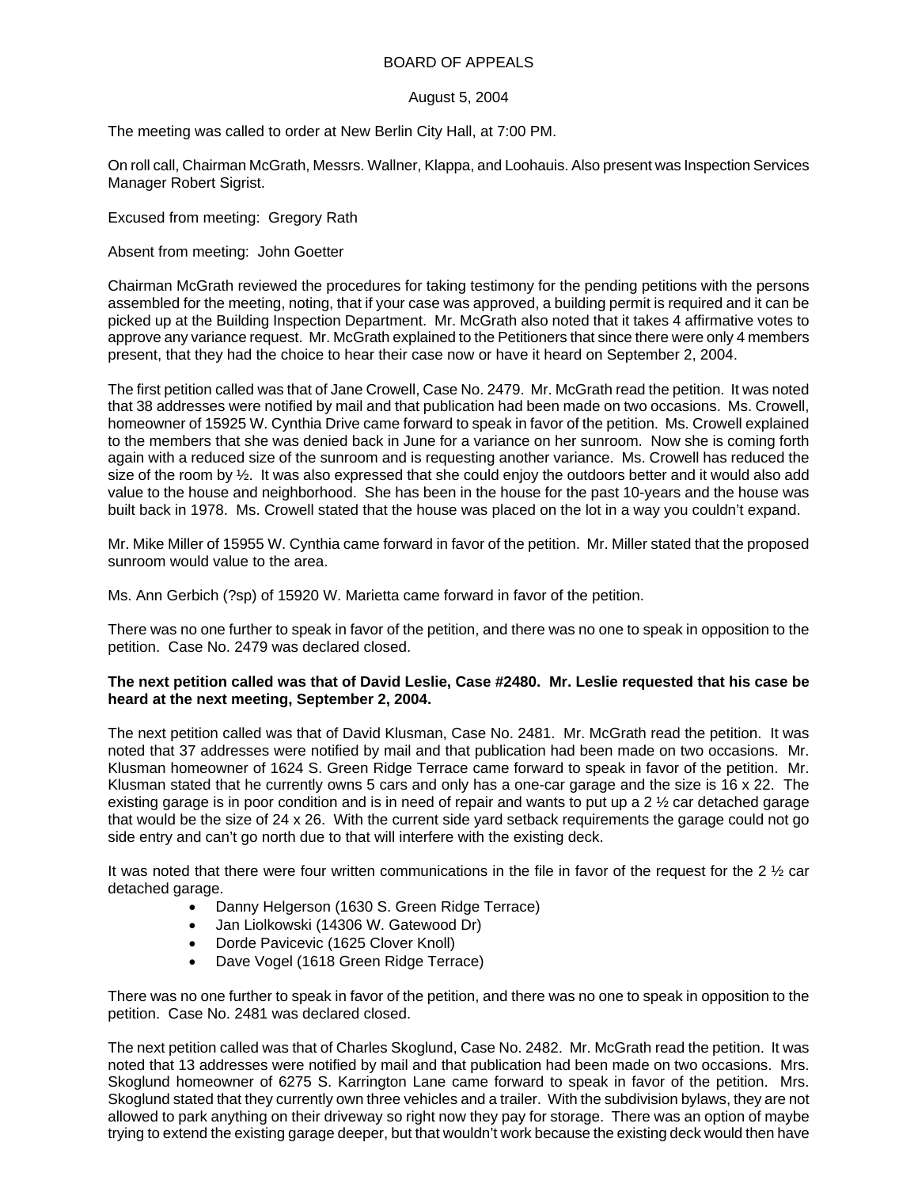BOARD OF APPEALS

August 5, 2004

The meeting was called to order at New Berlin City Hall, at 7:00 PM.

On roll call, Chairman McGrath, Messrs. Wallner, Klappa, and Loohauis. Also present was Inspection Services Manager Robert Sigrist.

Excused from meeting: Gregory Rath

Absent from meeting: John Goetter

Chairman McGrath reviewed the procedures for taking testimony for the pending petitions with the persons assembled for the meeting, noting, that if your case was approved, a building permit is required and it can be picked up at the Building Inspection Department. Mr. McGrath also noted that it takes 4 affirmative votes to approve any variance request. Mr. McGrath explained to the Petitioners that since there were only 4 members present, that they had the choice to hear their case now or have it heard on September 2, 2004.

The first petition called was that of Jane Crowell, Case No. 2479. Mr. McGrath read the petition. It was noted that 38 addresses were notified by mail and that publication had been made on two occasions. Ms. Crowell, homeowner of 15925 W. Cynthia Drive came forward to speak in favor of the petition. Ms. Crowell explained to the members that she was denied back in June for a variance on her sunroom. Now she is coming forth again with a reduced size of the sunroom and is requesting another variance. Ms. Crowell has reduced the size of the room by ½. It was also expressed that she could enjoy the outdoors better and it would also add value to the house and neighborhood. She has been in the house for the past 10-years and the house was built back in 1978. Ms. Crowell stated that the house was placed on the lot in a way you couldn't expand.

Mr. Mike Miller of 15955 W. Cynthia came forward in favor of the petition. Mr. Miller stated that the proposed sunroom would value to the area.

Ms. Ann Gerbich (?sp) of 15920 W. Marietta came forward in favor of the petition.

There was no one further to speak in favor of the petition, and there was no one to speak in opposition to the petition. Case No. 2479 was declared closed.

**The next petition called was that of David Leslie, Case #2480. Mr. Leslie requested that his case be heard at the next meeting, September 2, 2004.**

The next petition called was that of David Klusman, Case No. 2481. Mr. McGrath read the petition. It was noted that 37 addresses were notified by mail and that publication had been made on two occasions. Mr. Klusman homeowner of 1624 S. Green Ridge Terrace came forward to speak in favor of the petition. Mr. Klusman stated that he currently owns 5 cars and only has a one-car garage and the size is 16 x 22. The existing garage is in poor condition and is in need of repair and wants to put up a 2 ½ car detached garage that would be the size of 24 x 26. With the current side yard setback requirements the garage could not go side entry and can't go north due to that will interfere with the existing deck.

It was noted that there were four written communications in the file in favor of the request for the 2 ½ car detached garage.

- Danny Helgerson (1630 S. Green Ridge Terrace)
- Jan Liolkowski (14306 W. Gatewood Dr)
- Dorde Pavicevic (1625 Clover Knoll)
- Dave Vogel (1618 Green Ridge Terrace)

There was no one further to speak in favor of the petition, and there was no one to speak in opposition to the petition. Case No. 2481 was declared closed.

The next petition called was that of Charles Skoglund, Case No. 2482. Mr. McGrath read the petition. It was noted that 13 addresses were notified by mail and that publication had been made on two occasions. Mrs. Skoglund homeowner of 6275 S. Karrington Lane came forward to speak in favor of the petition. Mrs. Skoglund stated that they currently own three vehicles and a trailer. With the subdivision bylaws, they are not allowed to park anything on their driveway so right now they pay for storage. There was an option of maybe trying to extend the existing garage deeper, but that wouldn't work because the existing deck would then have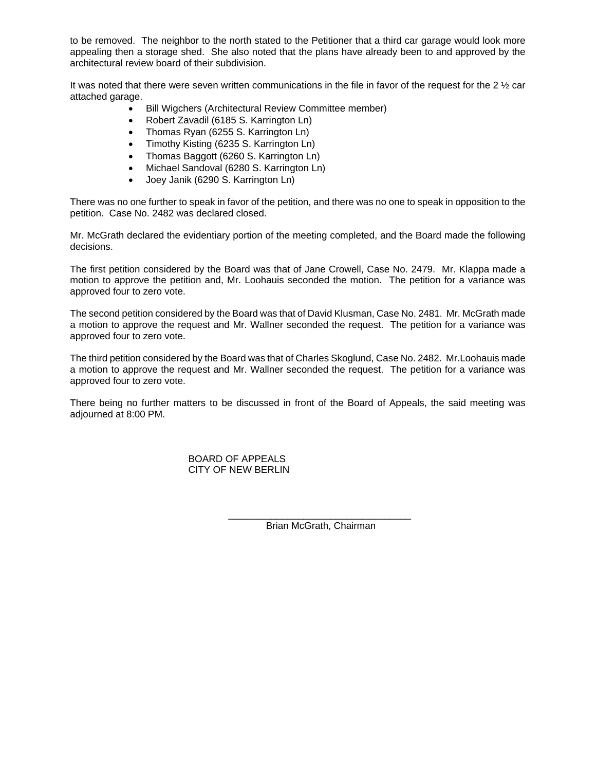to be removed. The neighbor to the north stated to the Petitioner that a third car garage would look more appealing then a storage shed. She also noted that the plans have already been to and approved by the architectural review board of their subdivision.

It was noted that there were seven written communications in the file in favor of the request for the 2 ½ car attached garage.

- Bill Wigchers (Architectural Review Committee member)
- Robert Zavadil (6185 S. Karrington Ln)
- Thomas Ryan (6255 S. Karrington Ln)
- Timothy Kisting (6235 S. Karrington Ln)
- Thomas Baggott (6260 S. Karrington Ln)
- Michael Sandoval (6280 S. Karrington Ln)
- Joey Janik (6290 S. Karrington Ln)

There was no one further to speak in favor of the petition, and there was no one to speak in opposition to the petition. Case No. 2482 was declared closed.

Mr. McGrath declared the evidentiary portion of the meeting completed, and the Board made the following decisions.

The first petition considered by the Board was that of Jane Crowell, Case No. 2479. Mr. Klappa made a motion to approve the petition and, Mr. Loohauis seconded the motion. The petition for a variance was approved four to zero vote.

The second petition considered by the Board was that of David Klusman, Case No. 2481. Mr. McGrath made a motion to approve the request and Mr. Wallner seconded the request. The petition for a variance was approved four to zero vote.

The third petition considered by the Board was that of Charles Skoglund, Case No. 2482. Mr.Loohauis made a motion to approve the request and Mr. Wallner seconded the request. The petition for a variance was approved four to zero vote.

There being no further matters to be discussed in front of the Board of Appeals, the said meeting was adjourned at 8:00 PM.

BOARD OF APPEALS
CITY OF NEW BERLIN

__________________________________
Brian McGrath, Chairman